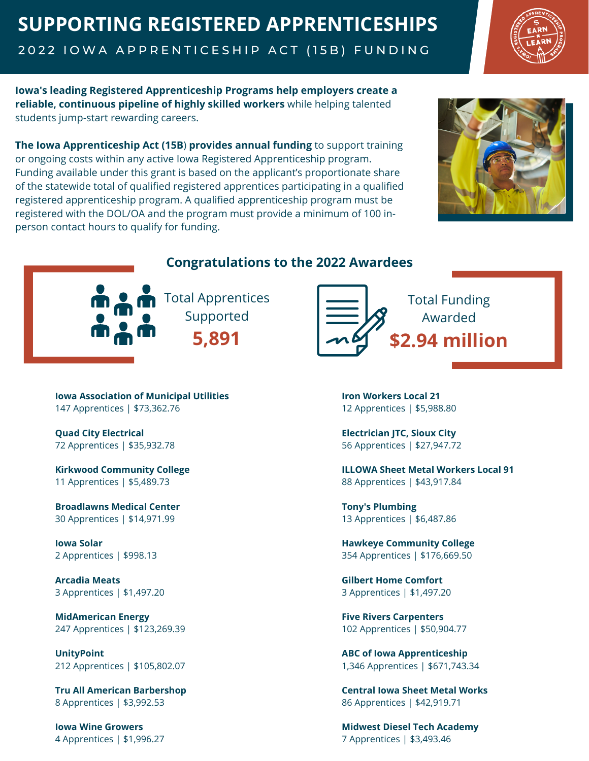# SUPPORTING REGISTERED APPRENTICESHIPS

## 2022 IOWA APPRENTICESHIP ACT (15B) FUNDING

**Iowa's leading Registered Apprenticeship Programs help employers create a reliable, continuous pipeline of highly skilled workers** while helping talented students jump-start rewarding careers.

**The Iowa Apprenticeship Act (15B) provides annual funding** to support training or ongoing costs within any active Iowa Registered Apprenticeship program. Funding available under this grant is based on the applicant's proportionate share of the statewide total of qualified registered apprentices participating in a qualified registered apprenticeship program. A qualified apprenticeship program must be registered with the DOL/OA and the program must provide a minimum of 100 in-person contact hours to qualify for funding.

## Congratulations to the 2022 Awardees

Total Apprentices Supported
**5,891**

Total Funding Awarded
**$2.94 million**

**Iowa Association of Municipal Utilities**
147 Apprentices | $73,362.76

**Quad City Electrical**
72 Apprentices | $35,932.78

**Kirkwood Community College**
11 Apprentices | $5,489.73

**Broadlawns Medical Center**
30 Apprentices | $14,971.99

**Iowa Solar**
2 Apprentices | $998.13

**Arcadia Meats**
3 Apprentices | $1,497.20

**MidAmerican Energy**
247 Apprentices | $123,269.39

**UnityPoint**
212 Apprentices | $105,802.07

**Tru All American Barbershop**
8 Apprentices | $3,992.53

**Iowa Wine Growers**
4 Apprentices | $1,996.27

**Iron Workers Local 21**
12 Apprentices | $5,988.80

**Electrician JTC, Sioux City**
56 Apprentices | $27,947.72

**ILLOWA Sheet Metal Workers Local 91**
88 Apprentices | $43,917.84

**Tony's Plumbing**
13 Apprentices | $6,487.86

**Hawkeye Community College**
354 Apprentices | $176,669.50

**Gilbert Home Comfort**
3 Apprentices | $1,497.20

**Five Rivers Carpenters**
102 Apprentices | $50,904.77

**ABC of Iowa Apprenticeship**
1,346 Apprentices | $671,743.34

**Central Iowa Sheet Metal Works**
86 Apprentices | $42,919.71

**Midwest Diesel Tech Academy**
7 Apprentices | $3,493.46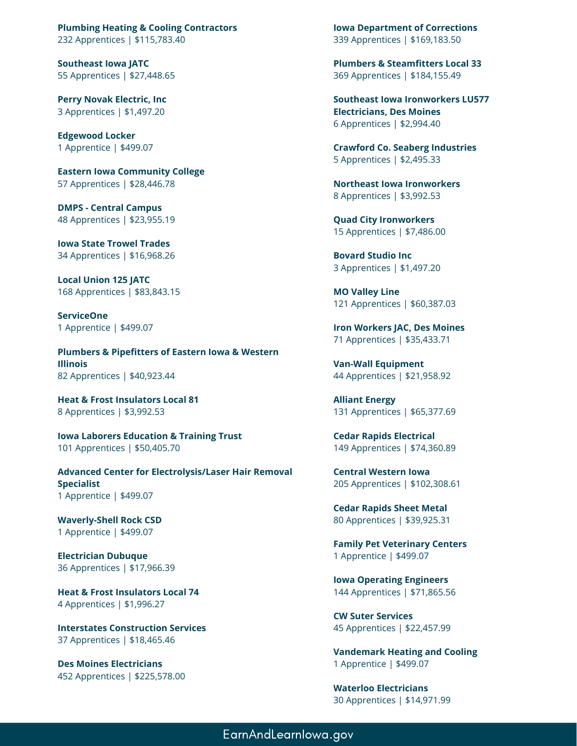**Plumbing Heating & Cooling Contractors**
232 Apprentices | $115,783.40

**Southeast Iowa JATC**
55 Apprentices | $27,448.65

**Perry Novak Electric, Inc**
3 Apprentices | $1,497.20

**Edgewood Locker**
1 Apprentice | $499.07

**Eastern Iowa Community College**
57 Apprentices | $28,446.78

**DMPS - Central Campus**
48 Apprentices | $23,955.19

**Iowa State Trowel Trades**
34 Apprentices | $16,968.26

**Local Union 125 JATC**
168 Apprentices | $83,843.15

**ServiceOne**
1 Apprentice | $499.07

**Plumbers & Pipefitters of Eastern Iowa & Western Illinois**
82 Apprentices | $40,923.44

**Heat & Frost Insulators Local 81**
8 Apprentices | $3,992.53

**Iowa Laborers Education & Training Trust**
101 Apprentices | $50,405.70

**Advanced Center for Electrolysis/Laser Hair Removal Specialist**
1 Apprentice | $499.07

**Waverly-Shell Rock CSD**
1 Apprentice | $499.07

**Electrician Dubuque**
36 Apprentices | $17,966.39

**Heat & Frost Insulators Local 74**
4 Apprentices | $1,996.27

**Interstates Construction Services**
37 Apprentices | $18,465.46

**Des Moines Electricians**
452 Apprentices | $225,578.00

**Iowa Department of Corrections**
339 Apprentices | $169,183.50

**Plumbers & Steamfitters Local 33**
369 Apprentices | $184,155.49

**Southeast Iowa Ironworkers LU577 Electricians, Des Moines**
6 Apprentices | $2,994.40

**Crawford Co. Seaberg Industries**
5 Apprentices | $2,495.33

**Northeast Iowa Ironworkers**
8 Apprentices | $3,992.53

**Quad City Ironworkers**
15 Apprentices | $7,486.00

**Bovard Studio Inc**
3 Apprentices | $1,497.20

**MO Valley Line**
121 Apprentices | $60,387.03

**Iron Workers JAC, Des Moines**
71 Apprentices | $35,433.71

**Van-Wall Equipment**
44 Apprentices | $21,958.92

**Alliant Energy**
131 Apprentices | $65,377.69

**Cedar Rapids Electrical**
149 Apprentices | $74,360.89

**Central Western Iowa**
205 Apprentices | $102,308.61

**Cedar Rapids Sheet Metal**
80 Apprentices | $39,925.31

**Family Pet Veterinary Centers**
1 Apprentice | $499.07

**Iowa Operating Engineers**
144 Apprentices | $71,865.56

**CW Suter Services**
45 Apprentices | $22,457.99

**Vandemark Heating and Cooling**
1 Apprentice | $499.07

**Waterloo Electricians**
30 Apprentices | $14,971.99

EarnAndLearnIowa.gov